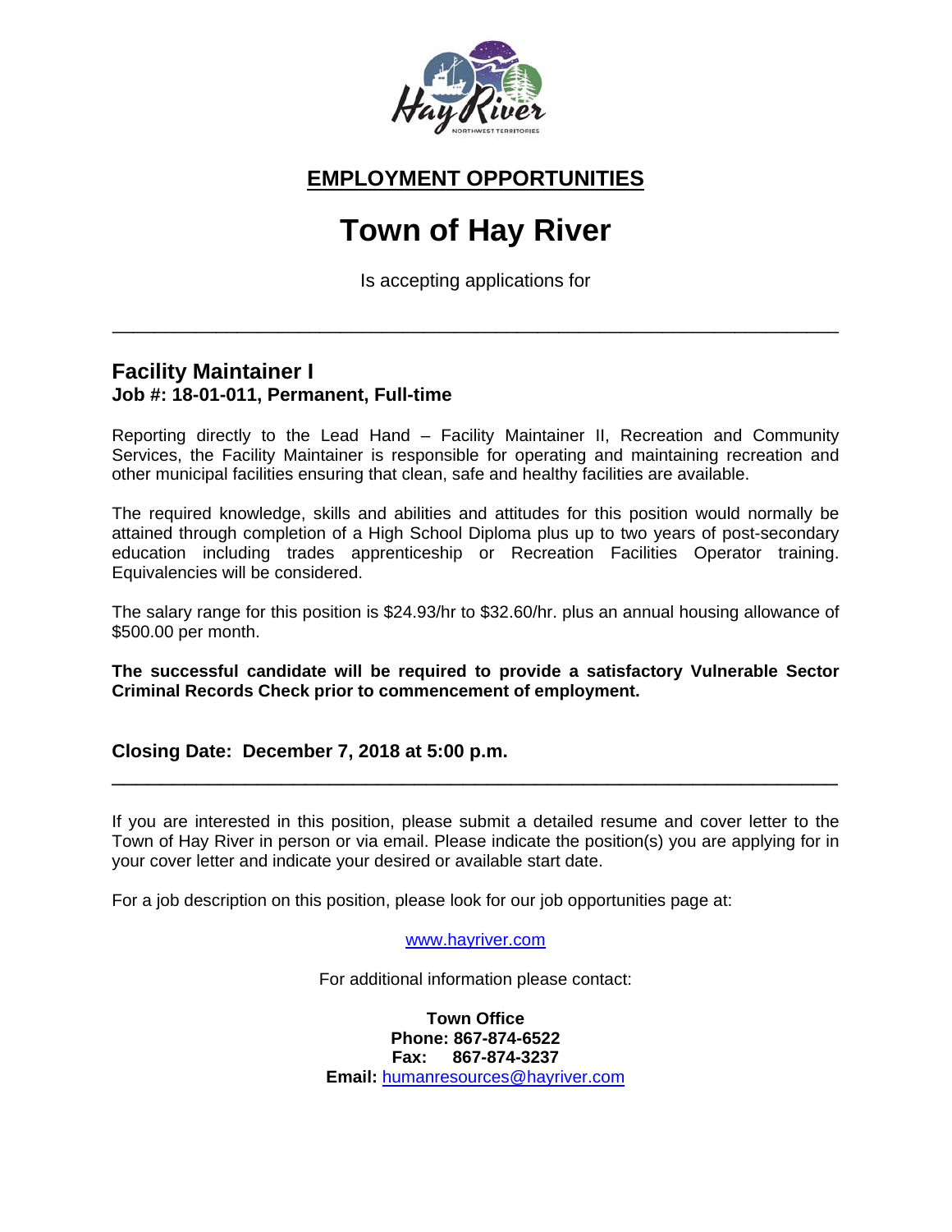# EMPLOYMENT OPPORTUNITIES

# Town of Hay River

Is accepting applications for

---

## Facility Maintainer I

**Job #: 18-01-011, Permanent, Full-time**

Reporting directly to the Lead Hand – Facility Maintainer II, Recreation and Community Services, the Facility Maintainer is responsible for operating and maintaining recreation and other municipal facilities ensuring that clean, safe and healthy facilities are available.

The required knowledge, skills and abilities and attitudes for this position would normally be attained through completion of a High School Diploma plus up to two years of post-secondary education including trades apprenticeship or Recreation Facilities Operator training. Equivalencies will be considered.

The salary range for this position is $24.93/hr to $32.60/hr. plus an annual housing allowance of $500.00 per month.

**The successful candidate will be required to provide a satisfactory Vulnerable Sector Criminal Records Check prior to commencement of employment.**

**Closing Date: December 7, 2018 at 5:00 p.m.**

---

If you are interested in this position, please submit a detailed resume and cover letter to the Town of Hay River in person or via email. Please indicate the position(s) you are applying for in your cover letter and indicate your desired or available start date.

For a job description on this position, please look for our job opportunities page at:

www.hayriver.com

For additional information please contact:

**Town Office**
**Phone: 867-874-6522**
**Fax: 867-874-3237**
**Email:** humanresources@hayriver.com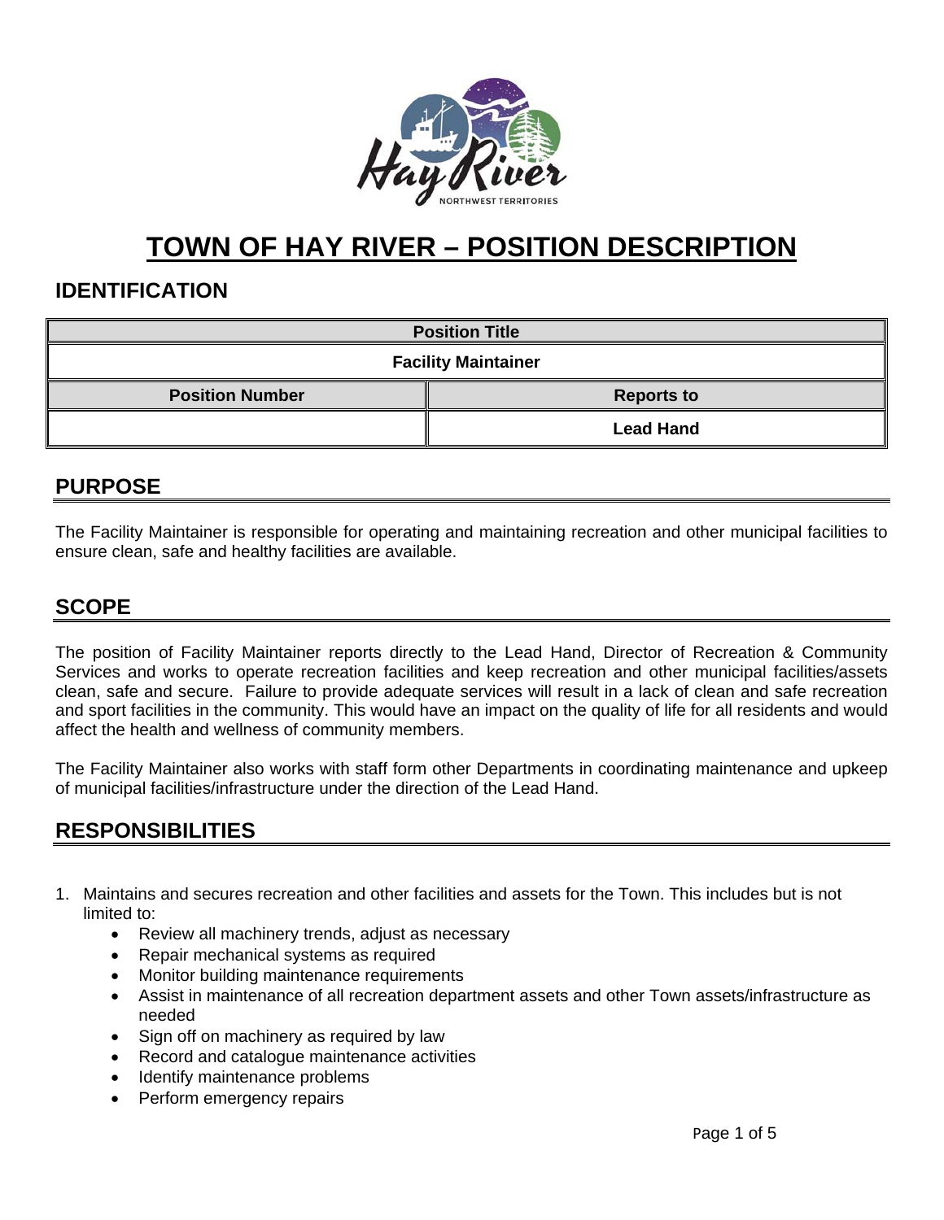# TOWN OF HAY RIVER – POSITION DESCRIPTION

## IDENTIFICATION

| Position Title | |
|---|---|
| Facility Maintainer | |
| **Position Number** | **Reports to** |
| | Lead Hand |

## PURPOSE

The Facility Maintainer is responsible for operating and maintaining recreation and other municipal facilities to ensure clean, safe and healthy facilities are available.

## SCOPE

The position of Facility Maintainer reports directly to the Lead Hand, Director of Recreation & Community Services and works to operate recreation facilities and keep recreation and other municipal facilities/assets clean, safe and secure. Failure to provide adequate services will result in a lack of clean and safe recreation and sport facilities in the community. This would have an impact on the quality of life for all residents and would affect the health and wellness of community members.

The Facility Maintainer also works with staff form other Departments in coordinating maintenance and upkeep of municipal facilities/infrastructure under the direction of the Lead Hand.

## RESPONSIBILITIES

1. Maintains and secures recreation and other facilities and assets for the Town. This includes but is not limited to:
   - Review all machinery trends, adjust as necessary
   - Repair mechanical systems as required
   - Monitor building maintenance requirements
   - Assist in maintenance of all recreation department assets and other Town assets/infrastructure as needed
   - Sign off on machinery as required by law
   - Record and catalogue maintenance activities
   - Identify maintenance problems
   - Perform emergency repairs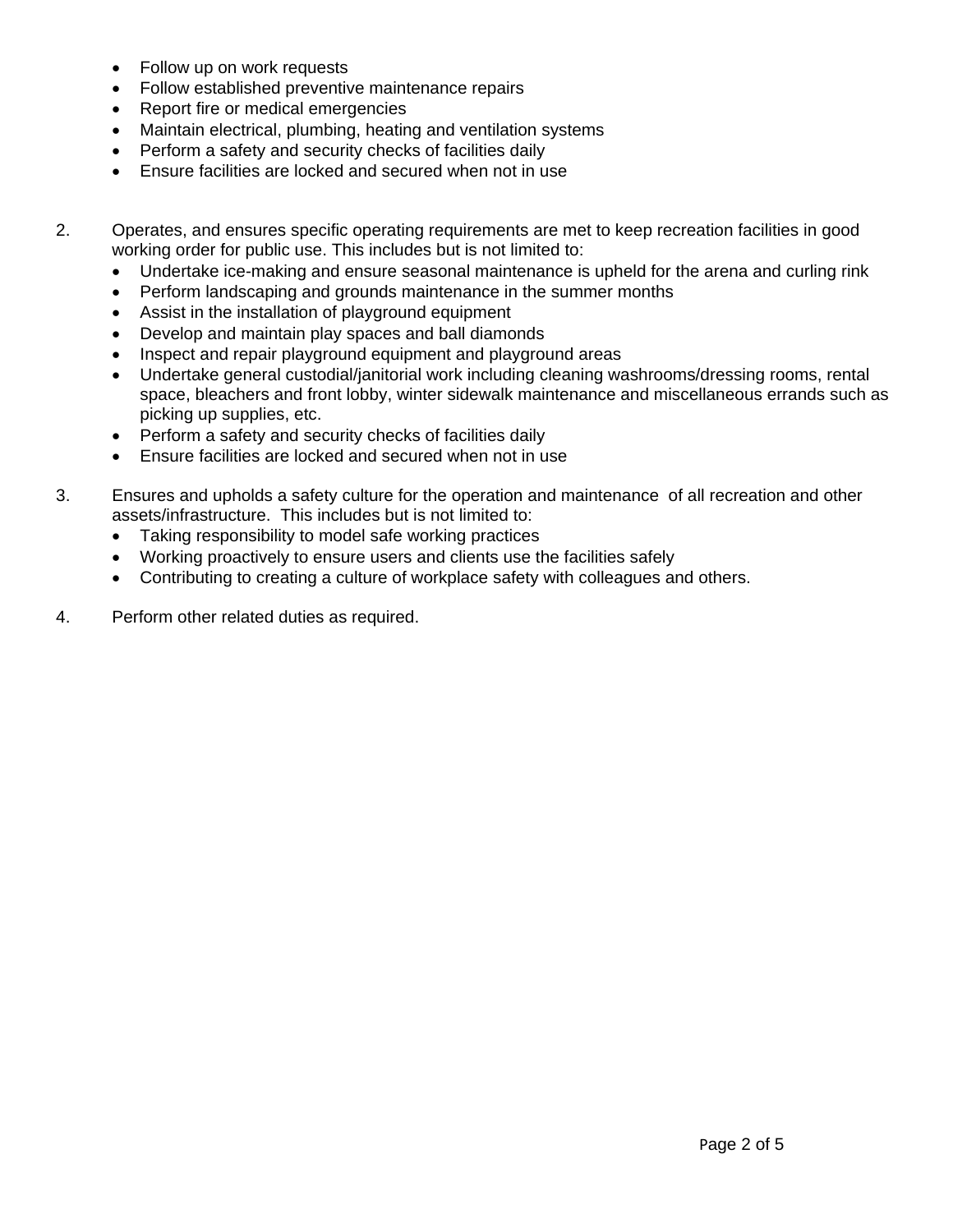- Follow up on work requests
- Follow established preventive maintenance repairs
- Report fire or medical emergencies
- Maintain electrical, plumbing, heating and ventilation systems
- Perform a safety and security checks of facilities daily
- Ensure facilities are locked and secured when not in use

2. Operates, and ensures specific operating requirements are met to keep recreation facilities in good working order for public use. This includes but is not limited to:
   - Undertake ice-making and ensure seasonal maintenance is upheld for the arena and curling rink
   - Perform landscaping and grounds maintenance in the summer months
   - Assist in the installation of playground equipment
   - Develop and maintain play spaces and ball diamonds
   - Inspect and repair playground equipment and playground areas
   - Undertake general custodial/janitorial work including cleaning washrooms/dressing rooms, rental space, bleachers and front lobby, winter sidewalk maintenance and miscellaneous errands such as picking up supplies, etc.
   - Perform a safety and security checks of facilities daily
   - Ensure facilities are locked and secured when not in use

3. Ensures and upholds a safety culture for the operation and maintenance of all recreation and other assets/infrastructure. This includes but is not limited to:
   - Taking responsibility to model safe working practices
   - Working proactively to ensure users and clients use the facilities safely
   - Contributing to creating a culture of workplace safety with colleagues and others.

4. Perform other related duties as required.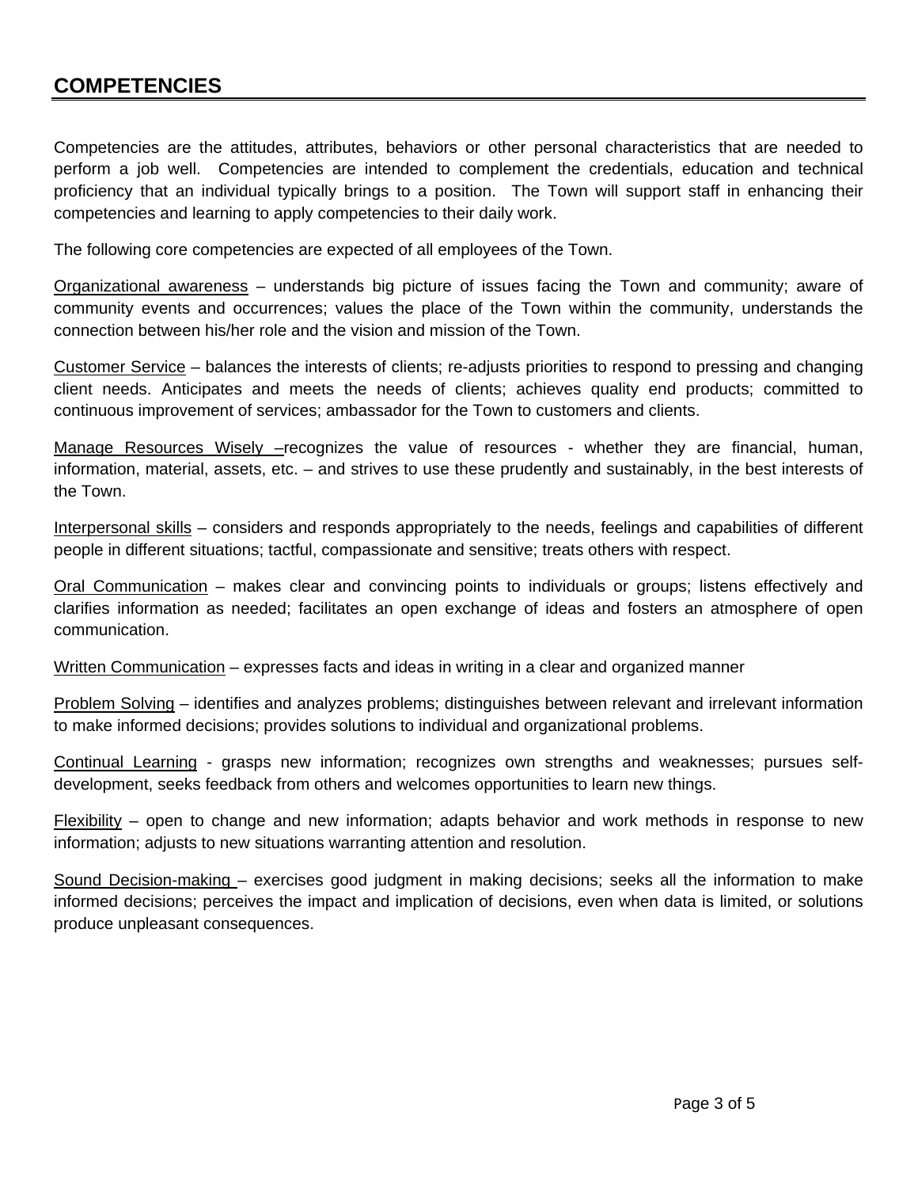## COMPETENCIES

Competencies are the attitudes, attributes, behaviors or other personal characteristics that are needed to perform a job well. Competencies are intended to complement the credentials, education and technical proficiency that an individual typically brings to a position. The Town will support staff in enhancing their competencies and learning to apply competencies to their daily work.

The following core competencies are expected of all employees of the Town.

<u>Organizational awareness</u> – understands big picture of issues facing the Town and community; aware of community events and occurrences; values the place of the Town within the community, understands the connection between his/her role and the vision and mission of the Town.

<u>Customer Service</u> – balances the interests of clients; re-adjusts priorities to respond to pressing and changing client needs. Anticipates and meets the needs of clients; achieves quality end products; committed to continuous improvement of services; ambassador for the Town to customers and clients.

<u>Manage Resources Wisely –</u>recognizes the value of resources - whether they are financial, human, information, material, assets, etc. – and strives to use these prudently and sustainably, in the best interests of the Town.

<u>Interpersonal skills</u> – considers and responds appropriately to the needs, feelings and capabilities of different people in different situations; tactful, compassionate and sensitive; treats others with respect.

<u>Oral Communication</u> – makes clear and convincing points to individuals or groups; listens effectively and clarifies information as needed; facilitates an open exchange of ideas and fosters an atmosphere of open communication.

<u>Written Communication</u> – expresses facts and ideas in writing in a clear and organized manner

<u>Problem Solving</u> – identifies and analyzes problems; distinguishes between relevant and irrelevant information to make informed decisions; provides solutions to individual and organizational problems.

<u>Continual Learning</u> - grasps new information; recognizes own strengths and weaknesses; pursues self-development, seeks feedback from others and welcomes opportunities to learn new things.

<u>Flexibility</u> – open to change and new information; adapts behavior and work methods in response to new information; adjusts to new situations warranting attention and resolution.

<u>Sound Decision-making</u> – exercises good judgment in making decisions; seeks all the information to make informed decisions; perceives the impact and implication of decisions, even when data is limited, or solutions produce unpleasant consequences.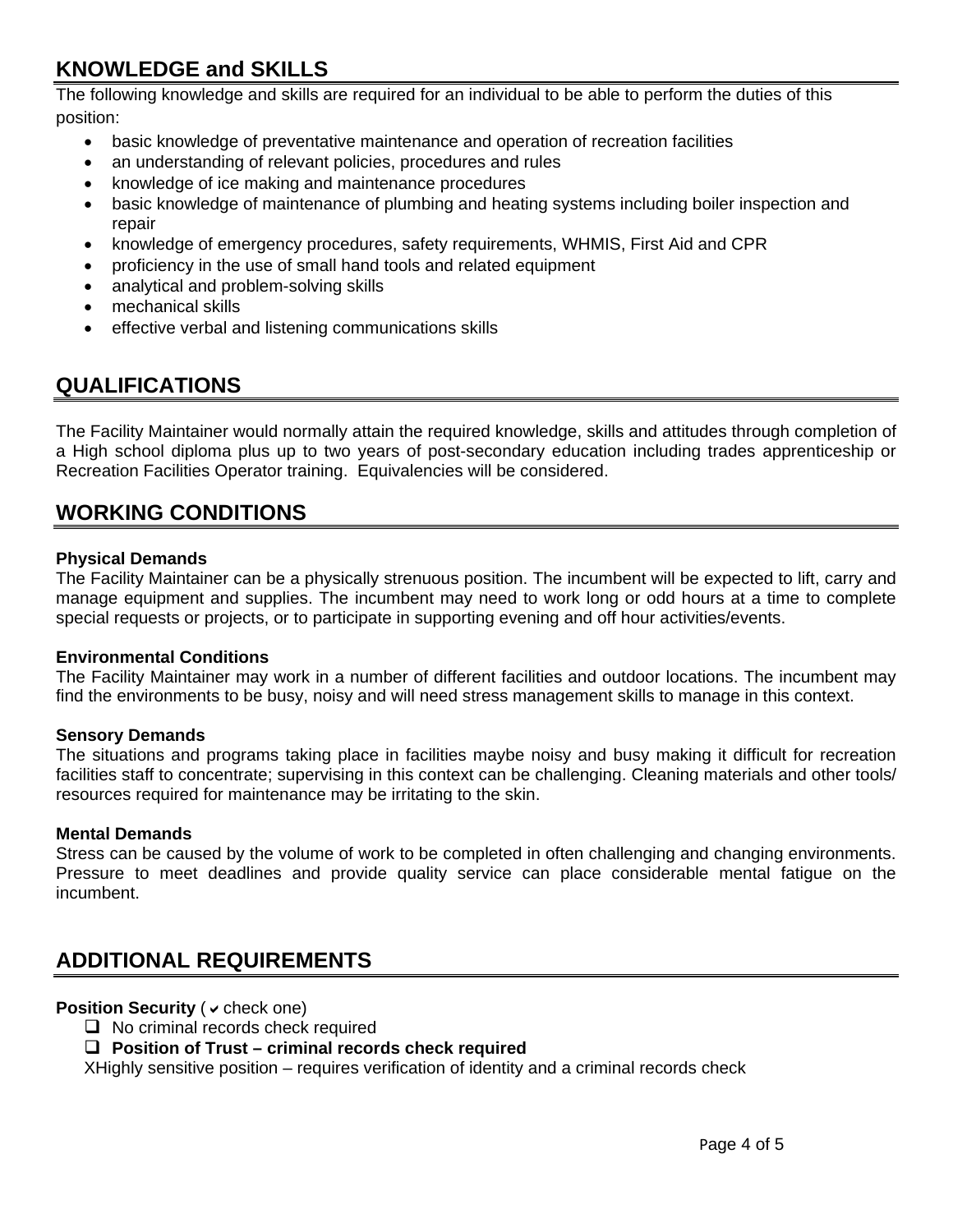## KNOWLEDGE and SKILLS

The following knowledge and skills are required for an individual to be able to perform the duties of this position:

- basic knowledge of preventative maintenance and operation of recreation facilities
- an understanding of relevant policies, procedures and rules
- knowledge of ice making and maintenance procedures
- basic knowledge of maintenance of plumbing and heating systems including boiler inspection and repair
- knowledge of emergency procedures, safety requirements, WHMIS, First Aid and CPR
- proficiency in the use of small hand tools and related equipment
- analytical and problem-solving skills
- mechanical skills
- effective verbal and listening communications skills

## QUALIFICATIONS

The Facility Maintainer would normally attain the required knowledge, skills and attitudes through completion of a High school diploma plus up to two years of post-secondary education including trades apprenticeship or Recreation Facilities Operator training. Equivalencies will be considered.

## WORKING CONDITIONS

**Physical Demands**
The Facility Maintainer can be a physically strenuous position. The incumbent will be expected to lift, carry and manage equipment and supplies. The incumbent may need to work long or odd hours at a time to complete special requests or projects, or to participate in supporting evening and off hour activities/events.

**Environmental Conditions**
The Facility Maintainer may work in a number of different facilities and outdoor locations. The incumbent may find the environments to be busy, noisy and will need stress management skills to manage in this context.

**Sensory Demands**
The situations and programs taking place in facilities maybe noisy and busy making it difficult for recreation facilities staff to concentrate; supervising in this context can be challenging. Cleaning materials and other tools/ resources required for maintenance may be irritating to the skin.

**Mental Demands**
Stress can be caused by the volume of work to be completed in often challenging and changing environments. Pressure to meet deadlines and provide quality service can place considerable mental fatigue on the incumbent.

## ADDITIONAL REQUIREMENTS

**Position Security** (✔ check one)

- ☐ No criminal records check required
- ☐ **Position of Trust – criminal records check required**

XHighly sensitive position – requires verification of identity and a criminal records check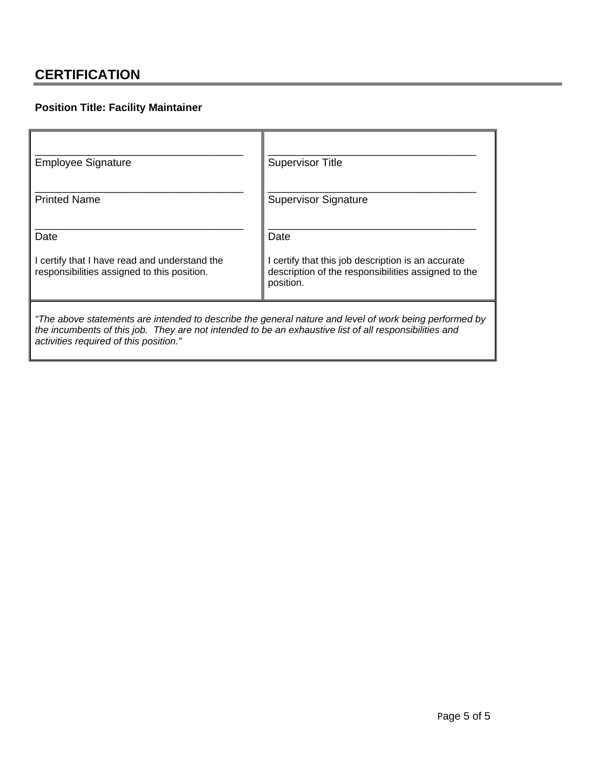## CERTIFICATION

**Position Title: Facility Maintainer**

| | |
|---|---|
| ___________________________________<br>Employee Signature<br><br>___________________________________<br>Printed Name<br><br>___________________________________<br>Date<br><br>I certify that I have read and understand the responsibilities assigned to this position. | ___________________________________<br>Supervisor Title<br><br>___________________________________<br>Supervisor Signature<br><br>___________________________________<br>Date<br><br>I certify that this job description is an accurate description of the responsibilities assigned to the position. |
| *"The above statements are intended to describe the general nature and level of work being performed by the incumbents of this job. They are not intended to be an exhaustive list of all responsibilities and activities required of this position."* | |